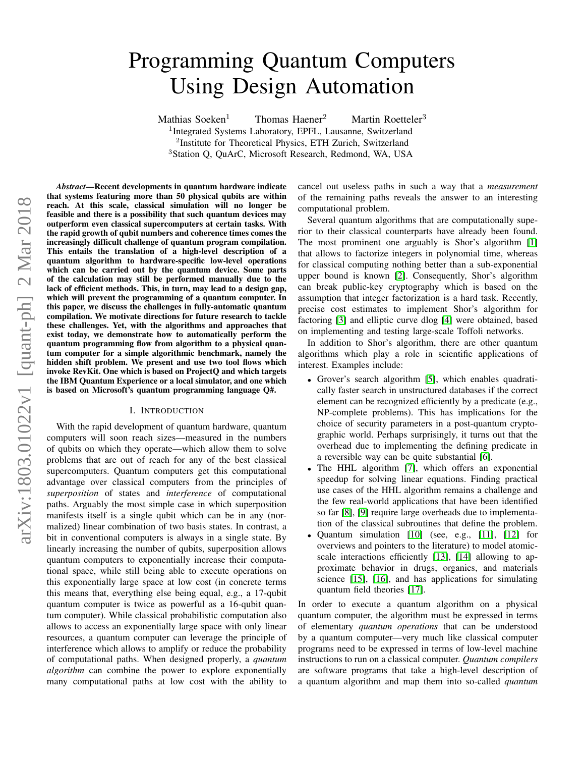# Programming Quantum Computers Using Design Automation

Mathias Soeken[1] Thomas Haener[2] Martin Roetteler[3]

[1]Integrated Systems Laboratory, EPFL, Lausanne, Switzerland
[2]Institute for Theoretical Physics, ETH Zurich, Switzerland
[3]Station Q, QuArC, Microsoft Research, Redmond, WA, USA

***Abstract*—Recent developments in quantum hardware indicate that systems featuring more than 50 physical qubits are within reach. At this scale, classical simulation will no longer be feasible and there is a possibility that such quantum devices may outperform even classical supercomputers at certain tasks. With the rapid growth of qubit numbers and coherence times comes the increasingly difficult challenge of quantum program compilation. This entails the translation of a high-level description of a quantum algorithm to hardware-specific low-level operations which can be carried out by the quantum device. Some parts of the calculation may still be performed manually due to the lack of efficient methods. This, in turn, may lead to a design gap, which will prevent the programming of a quantum computer. In this paper, we discuss the challenges in fully-automatic quantum compilation. We motivate directions for future research to tackle these challenges. Yet, with the algorithms and approaches that exist today, we demonstrate how to automatically perform the quantum programming flow from algorithm to a physical quantum computer for a simple algorithmic benchmark, namely the hidden shift problem. We present and use two tool flows which invoke RevKit. One which is based on ProjectQ and which targets the IBM Quantum Experience or a local simulator, and one which is based on Microsoft's quantum programming language Q#.**

## I. Introduction

With the rapid development of quantum hardware, quantum computers will soon reach sizes—measured in the numbers of qubits on which they operate—which allow them to solve problems that are out of reach for any of the best classical supercomputers. Quantum computers get this computational advantage over classical computers from the principles of *superposition* of states and *interference* of computational paths. Arguably the most simple case in which superposition manifests itself is a single qubit which can be in any (normalized) linear combination of two basis states. In contrast, a bit in conventional computers is always in a single state. By linearly increasing the number of qubits, superposition allows quantum computers to exponentially increase their computational space, while still being able to execute operations on this exponentially large space at low cost (in concrete terms this means that, everything else being equal, e.g., a 17-qubit quantum computer is twice as powerful as a 16-qubit quantum computer). While classical probabilistic computation also allows to access an exponentially large space with only linear resources, a quantum computer can leverage the principle of interference which allows to amplify or reduce the probability of computational paths. When designed properly, a *quantum algorithm* can combine the power to explore exponentially many computational paths at low cost with the ability to cancel out useless paths in such a way that a *measurement* of the remaining paths reveals the answer to an interesting computational problem.

Several quantum algorithms that are computationally superior to their classical counterparts have already been found. The most prominent one arguably is Shor's algorithm [1] that allows to factorize integers in polynomial time, whereas for classical computing nothing better than a sub-exponential upper bound is known [2]. Consequently, Shor's algorithm can break public-key cryptography which is based on the assumption that integer factorization is a hard task. Recently, precise cost estimates to implement Shor's algorithm for factoring [3] and elliptic curve dlog [4] were obtained, based on implementing and testing large-scale Toffoli networks.

In addition to Shor's algorithm, there are other quantum algorithms which play a role in scientific applications of interest. Examples include:

- Grover's search algorithm [5], which enables quadratically faster search in unstructured databases if the correct element can be recognized efficiently by a predicate (e.g., NP-complete problems). This has implications for the choice of security parameters in a post-quantum cryptographic world. Perhaps surprisingly, it turns out that the overhead due to implementing the defining predicate in a reversible way can be quite substantial [6].
- The HHL algorithm [7], which offers an exponential speedup for solving linear equations. Finding practical use cases of the HHL algorithm remains a challenge and the few real-world applications that have been identified so far [8], [9] require large overheads due to implementation of the classical subroutines that define the problem.
- Quantum simulation [10] (see, e.g., [11], [12] for overviews and pointers to the literature) to model atomic-scale interactions efficiently [13], [14] allowing to approximate behavior in drugs, organics, and materials science [15], [16], and has applications for simulating quantum field theories [17].

In order to execute a quantum algorithm on a physical quantum computer, the algorithm must be expressed in terms of elementary *quantum operations* that can be understood by a quantum computer—very much like classical computer programs need to be expressed in terms of low-level machine instructions to run on a classical computer. *Quantum compilers* are software programs that take a high-level description of a quantum algorithm and map them into so-called *quantum*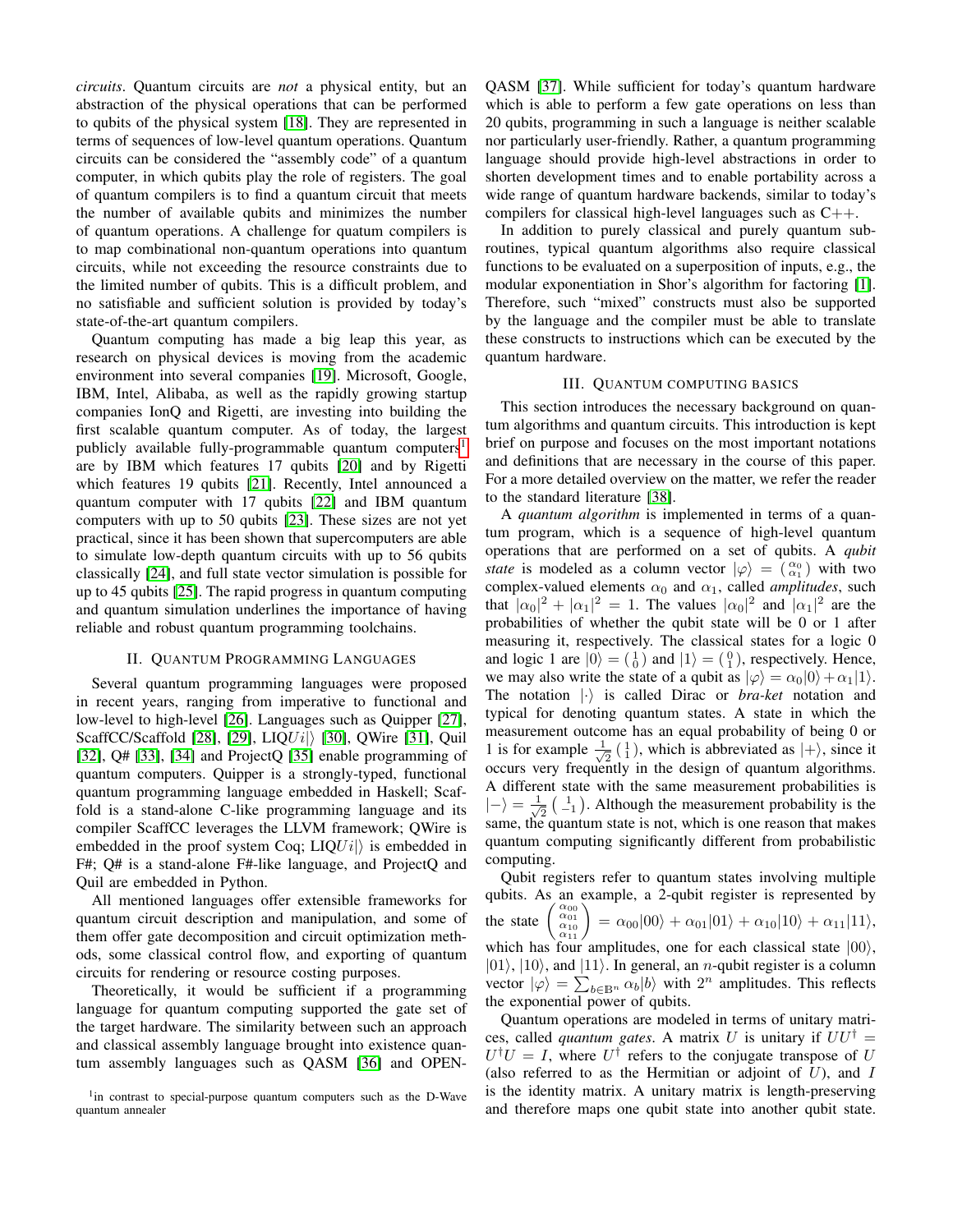*circuits*. Quantum circuits are *not* a physical entity, but an abstraction of the physical operations that can be performed to qubits of the physical system [18]. They are represented in terms of sequences of low-level quantum operations. Quantum circuits can be considered the "assembly code" of a quantum computer, in which qubits play the role of registers. The goal of quantum compilers is to find a quantum circuit that meets the number of available qubits and minimizes the number of quantum operations. A challenge for quatum compilers is to map combinational non-quantum operations into quantum circuits, while not exceeding the resource constraints due to the limited number of qubits. This is a difficult problem, and no satisfiable and sufficient solution is provided by today's state-of-the-art quantum compilers.

Quantum computing has made a big leap this year, as research on physical devices is moving from the academic environment into several companies [19]. Microsoft, Google, IBM, Intel, Alibaba, as well as the rapidly growing startup companies IonQ and Rigetti, are investing into building the first scalable quantum computer. As of today, the largest publicly available fully-programmable quantum computers[1] are by IBM which features 17 qubits [20] and by Rigetti which features 19 qubits [21]. Recently, Intel announced a quantum computer with 17 qubits [22] and IBM quantum computers with up to 50 qubits [23]. These sizes are not yet practical, since it has been shown that supercomputers are able to simulate low-depth quantum circuits with up to 56 qubits classically [24], and full state vector simulation is possible for up to 45 qubits [25]. The rapid progress in quantum computing and quantum simulation underlines the importance of having reliable and robust quantum programming toolchains.

## II. Quantum Programming Languages

Several quantum programming languages were proposed in recent years, ranging from imperative to functional and low-level to high-level [26]. Languages such as Quipper [27], ScaffCC/Scaffold [28], [29], LIQ$Ui|\rangle$ [30], QWire [31], Quil [32], Q# [33], [34] and ProjectQ [35] enable programming of quantum computers. Quipper is a strongly-typed, functional quantum programming language embedded in Haskell; Scaffold is a stand-alone C-like programming language and its compiler ScaffCC leverages the LLVM framework; QWire is embedded in the proof system Coq; LIQ$Ui|\rangle$ is embedded in F#; Q# is a stand-alone F#-like language, and ProjectQ and Quil are embedded in Python.

All mentioned languages offer extensible frameworks for quantum circuit description and manipulation, and some of them offer gate decomposition and circuit optimization methods, some classical control flow, and exporting of quantum circuits for rendering or resource costing purposes.

Theoretically, it would be sufficient if a programming language for quantum computing supported the gate set of the target hardware. The similarity between such an approach and classical assembly language brought into existence quantum assembly languages such as QASM [36] and OPENQASM [37]. While sufficient for today's quantum hardware which is able to perform a few gate operations on less than 20 qubits, programming in such a language is neither scalable nor particularly user-friendly. Rather, a quantum programming language should provide high-level abstractions in order to shorten development times and to enable portability across a wide range of quantum hardware backends, similar to today's compilers for classical high-level languages such as C++.

In addition to purely classical and purely quantum subroutines, typical quantum algorithms also require classical functions to be evaluated on a superposition of inputs, e.g., the modular exponentiation in Shor's algorithm for factoring [1]. Therefore, such "mixed" constructs must also be supported by the language and the compiler must be able to translate these constructs to instructions which can be executed by the quantum hardware.

## III. Quantum Computing Basics

This section introduces the necessary background on quantum algorithms and quantum circuits. This introduction is kept brief on purpose and focuses on the most important notations and definitions that are necessary in the course of this paper. For a more detailed overview on the matter, we refer the reader to the standard literature [38].

A *quantum algorithm* is implemented in terms of a quantum program, which is a sequence of high-level quantum operations that are performed on a set of qubits. A *qubit state* is modeled as a column vector $|\varphi\rangle = \left(\begin{smallmatrix}\alpha_0\\ \alpha_1\end{smallmatrix}\right)$ with two complex-valued elements $\alpha_0$ and $\alpha_1$, called *amplitudes*, such that $|\alpha_0|^2 + |\alpha_1|^2 = 1$. The values $|\alpha_0|^2$ and $|\alpha_1|^2$ are the probabilities of whether the qubit state will be 0 or 1 after measuring it, respectively. The classical states for a logic 0 and logic 1 are $|0\rangle = \left(\begin{smallmatrix}1\\ 0\end{smallmatrix}\right)$ and $|1\rangle = \left(\begin{smallmatrix}0\\ 1\end{smallmatrix}\right)$, respectively. Hence, we may also write the state of a qubit as $|\varphi\rangle = \alpha_0|0\rangle + \alpha_1|1\rangle$. The notation $|\cdot\rangle$ is called Dirac or *bra-ket* notation and typical for denoting quantum states. A state in which the measurement outcome has an equal probability of being 0 or 1 is for example $\frac{1}{\sqrt{2}}\left(\begin{smallmatrix}1\\ 1\end{smallmatrix}\right)$, which is abbreviated as $|+\rangle$, since it occurs very frequently in the design of quantum algorithms. A different state with the same measurement probabilities is $|-\rangle = \frac{1}{\sqrt{2}}\left(\begin{smallmatrix}1\\ -1\end{smallmatrix}\right)$. Although the measurement probability is the same, the quantum state is not, which is one reason that makes quantum computing significantly different from probabilistic computing.

Qubit registers refer to quantum states involving multiple qubits. As an example, a 2-qubit register is represented by the state $\left(\begin{smallmatrix}\alpha_{00}\\ \alpha_{01}\\ \alpha_{10}\\ \alpha_{11}\end{smallmatrix}\right) = \alpha_{00}|00\rangle + \alpha_{01}|01\rangle + \alpha_{10}|10\rangle + \alpha_{11}|11\rangle$, which has four amplitudes, one for each classical state $|00\rangle$, $|01\rangle$, $|10\rangle$, and $|11\rangle$. In general, an $n$-qubit register is a column vector $|\varphi\rangle = \sum_{b\in\mathbb{B}^n} \alpha_b|b\rangle$ with $2^n$ amplitudes. This reflects the exponential power of qubits.

Quantum operations are modeled in terms of unitary matrices, called *quantum gates*. A matrix $U$ is unitary if $UU^\dagger = U^\dagger U = I$, where $U^\dagger$ refers to the conjugate transpose of $U$ (also referred to as the Hermitian or adjoint of $U$), and $I$ is the identity matrix. A unitary matrix is length-preserving and therefore maps one qubit state into another qubit state.

[1] in contrast to special-purpose quantum computers such as the D-Wave quantum annealer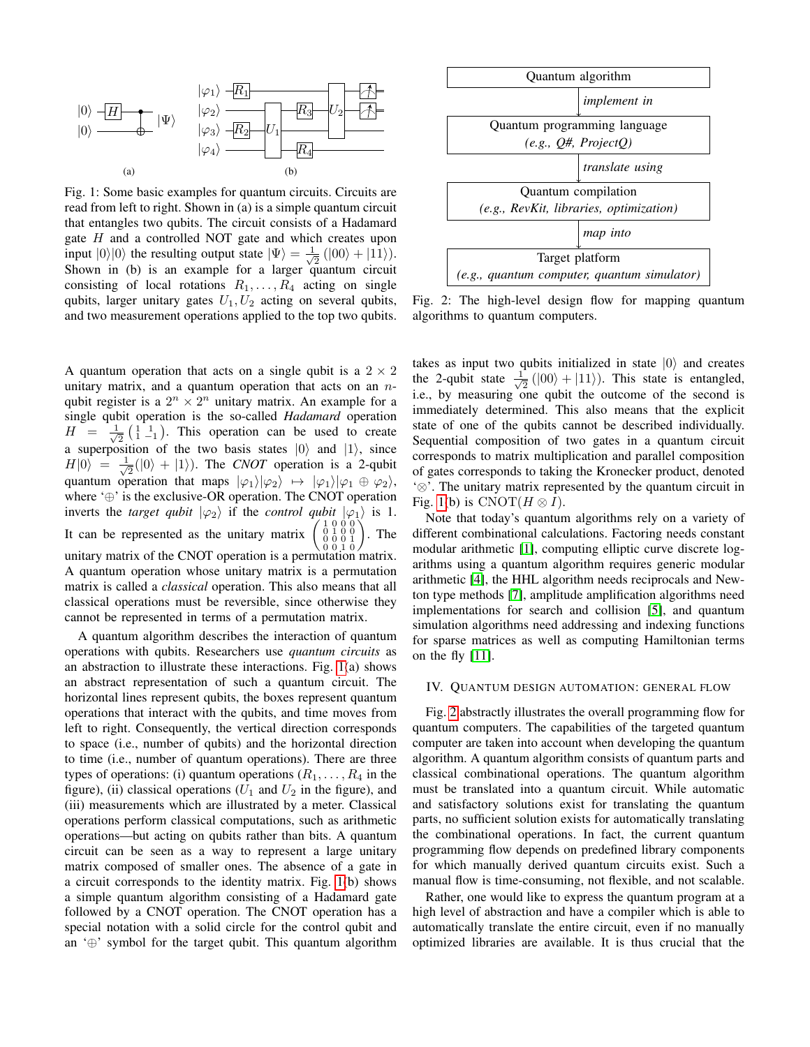Fig. 1: Some basic examples for quantum circuits. Circuits are read from left to right. Shown in (a) is a simple quantum circuit that entangles two qubits. The circuit consists of a Hadamard gate $H$ and a controlled NOT gate and which creates upon input $|0\rangle|0\rangle$ the resulting output state $|\Psi\rangle = \frac{1}{\sqrt{2}}(|00\rangle + |11\rangle)$. Shown in (b) is an example for a larger quantum circuit consisting of local rotations $R_1, \ldots, R_4$ acting on single qubits, larger unitary gates $U_1, U_2$ acting on several qubits, and two measurement operations applied to the top two qubits.

Fig. 2: The high-level design flow for mapping quantum algorithms to quantum computers.

A quantum operation that acts on a single qubit is a $2 \times 2$ unitary matrix, and a quantum operation that acts on an $n$-qubit register is a $2^n \times 2^n$ unitary matrix. An example for a single qubit operation is the so-called *Hadamard* operation $H = \frac{1}{\sqrt{2}}\left(\begin{smallmatrix} 1 & 1 \\ 1 & -1 \end{smallmatrix}\right)$. This operation can be used to create a superposition of the two basis states $|0\rangle$ and $|1\rangle$, since $H|0\rangle = \frac{1}{\sqrt{2}}(|0\rangle + |1\rangle)$. The *CNOT* operation is a 2-qubit quantum operation that maps $|\varphi_1\rangle|\varphi_2\rangle \mapsto |\varphi_1\rangle|\varphi_1 \oplus \varphi_2\rangle$, where '$\oplus$' is the exclusive-OR operation. The CNOT operation inverts the *target qubit* $|\varphi_2\rangle$ if the *control qubit* $|\varphi_1\rangle$ is 1. It can be represented as the unitary matrix $\left(\begin{smallmatrix} 1 & 0 & 0 & 0 \\ 0 & 1 & 0 & 0 \\ 0 & 0 & 0 & 1 \\ 0 & 0 & 1 & 0 \end{smallmatrix}\right)$. The unitary matrix of the CNOT operation is a permutation matrix. A quantum operation whose unitary matrix is a permutation matrix is called a *classical* operation. This also means that all classical operations must be reversible, since otherwise they cannot be represented in terms of a permutation matrix.

A quantum algorithm describes the interaction of quantum operations with qubits. Researchers use *quantum circuits* as an abstraction to illustrate these interactions. Fig. 1(a) shows an abstract representation of such a quantum circuit. The horizontal lines represent qubits, the boxes represent quantum operations that interact with the qubits, and time moves from left to right. Consequently, the vertical direction corresponds to space (i.e., number of qubits) and the horizontal direction to time (i.e., number of quantum operations). There are three types of operations: (i) quantum operations ($R_1, \ldots, R_4$ in the figure), (ii) classical operations ($U_1$ and $U_2$ in the figure), and (iii) measurements which are illustrated by a meter. Classical operations perform classical computations, such as arithmetic operations—but acting on qubits rather than bits. A quantum circuit can be seen as a way to represent a large unitary matrix composed of smaller ones. The absence of a gate in a circuit corresponds to the identity matrix. Fig. 1(b) shows a simple quantum algorithm consisting of a Hadamard gate followed by a CNOT operation. The CNOT operation has a special notation with a solid circle for the control qubit and an '$\oplus$' symbol for the target qubit. This quantum algorithm takes as input two qubits initialized in state $|0\rangle$ and creates the 2-qubit state $\frac{1}{\sqrt{2}}(|00\rangle + |11\rangle)$. This state is entangled, i.e., by measuring one qubit the outcome of the second is immediately determined. This also means that the explicit state of one of the qubits cannot be described individually. Sequential composition of two gates in a quantum circuit corresponds to matrix multiplication and parallel composition of gates corresponds to taking the Kronecker product, denoted '$\otimes$'. The unitary matrix represented by the quantum circuit in Fig. 1(b) is $\mathrm{CNOT}(H \otimes I)$.

Note that today's quantum algorithms rely on a variety of different combinational calculations. Factoring needs constant modular arithmetic [1], computing elliptic curve discrete logarithms using a quantum algorithm requires generic modular arithmetic [4], the HHL algorithm needs reciprocals and Newton type methods [7], amplitude amplification algorithms need implementations for search and collision [5], and quantum simulation algorithms need addressing and indexing functions for sparse matrices as well as computing Hamiltonian terms on the fly [11].

## IV. Quantum Design Automation: General Flow

Fig. 2 abstractly illustrates the overall programming flow for quantum computers. The capabilities of the targeted quantum computer are taken into account when developing the quantum algorithm. A quantum algorithm consists of quantum parts and classical combinational operations. The quantum algorithm must be translated into a quantum circuit. While automatic and satisfactory solutions exist for translating the quantum parts, no sufficient solution exists for automatically translating the combinational operations. In fact, the current quantum programming flow depends on predefined library components for which manually derived quantum circuits exist. Such a manual flow is time-consuming, not flexible, and not scalable.

Rather, one would like to express the quantum program at a high level of abstraction and have a compiler which is able to automatically translate the entire circuit, even if no manually optimized libraries are available. It is thus crucial that the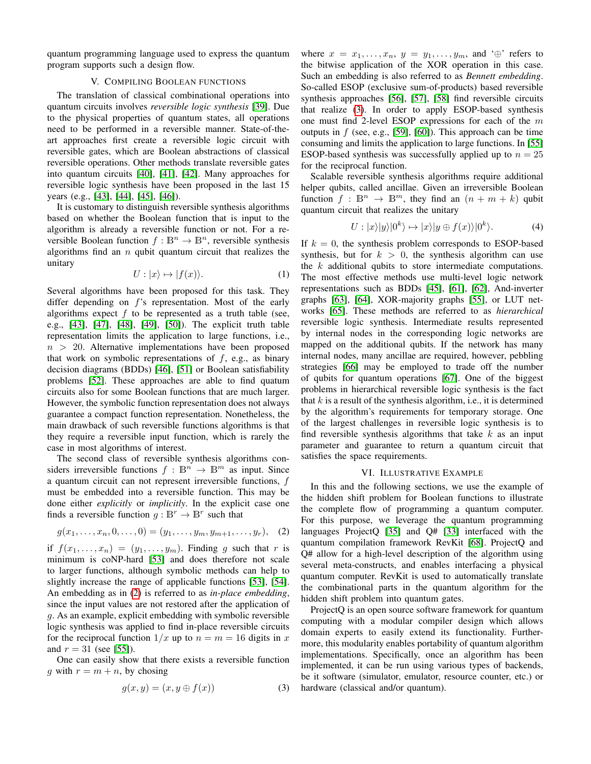quantum programming language used to express the quantum program supports such a design flow.

## V. Compiling Boolean functions

The translation of classical combinational operations into quantum circuits involves *reversible logic synthesis* [39]. Due to the physical properties of quantum states, all operations need to be performed in a reversible manner. State-of-the-art approaches first create a reversible logic circuit with reversible gates, which are Boolean abstractions of classical reversible operations. Other methods translate reversible gates into quantum circuits [40], [41], [42]. Many approaches for reversible logic synthesis have been proposed in the last 15 years (e.g., [43], [44], [45], [46]).

It is customary to distinguish reversible synthesis algorithms based on whether the Boolean function that is input to the algorithm is already a reversible function or not. For a reversible Boolean function $f : \mathbb{B}^n \to \mathbb{B}^n$, reversible synthesis algorithms find an $n$ qubit quantum circuit that realizes the unitary

$$U : |x\rangle \mapsto |f(x)\rangle. \tag{1}$$

Several algorithms have been proposed for this task. They differ depending on $f$'s representation. Most of the early algorithms expect $f$ to be represented as a truth table (see, e.g., [43], [47], [48], [49], [50]). The explicit truth table representation limits the application to large functions, i.e., $n > 20$. Alternative implementations have been proposed that work on symbolic representations of $f$, e.g., as binary decision diagrams (BDDs) [46], [51] or Boolean satisfiability problems [52]. These approaches are able to find quatum circuits also for some Boolean functions that are much larger. However, the symbolic function representation does not always guarantee a compact function representation. Nonetheless, the main drawback of such reversible functions algorithms is that they require a reversible input function, which is rarely the case in most algorithms of interest.

The second class of reversible synthesis algorithms considers irreversible functions $f : \mathbb{B}^n \to \mathbb{B}^m$ as input. Since a quantum circuit can not represent irreversible functions, $f$ must be embedded into a reversible function. This may be done either *explicitly* or *implicitly*. In the explicit case one finds a reversible function $g : \mathbb{B}^r \to \mathbb{B}^r$ such that

$$g(x_1, \ldots, x_n, 0, \ldots, 0) = (y_1, \ldots, y_m, y_{m+1}, \ldots, y_r), \tag{2}$$

if $f(x_1, \ldots, x_n) = (y_1, \ldots, y_m)$. Finding $g$ such that $r$ is minimum is coNP-hard [53] and does therefore not scale to larger functions, although symbolic methods can help to slightly increase the range of applicable functions [53], [54]. An embedding as in (2) is referred to as *in-place embedding*, since the input values are not restored after the application of $g$. As an example, explicit embedding with symbolic reversible logic synthesis was applied to find in-place reversible circuits for the reciprocal function $1/x$ up to $n = m = 16$ digits in $x$ and $r = 31$ (see [55]).

One can easily show that there exists a reversible function $g$ with $r = m + n$, by chosing

$$g(x, y) = (x, y \oplus f(x)) \tag{3}$$

where $x = x_1, \ldots, x_n$, $y = y_1, \ldots, y_m$, and '$\oplus$' refers to the bitwise application of the XOR operation in this case. Such an embedding is also referred to as *Bennett embedding*. So-called ESOP (exclusive sum-of-products) based reversible synthesis approaches [56], [57], [58] find reversible circuits that realize (3). In order to apply ESOP-based synthesis one must find 2-level ESOP expressions for each of the $m$ outputs in $f$ (see, e.g., [59], [60]). This approach can be time consuming and limits the application to large functions. In [55] ESOP-based synthesis was successfully applied up to $n = 25$ for the reciprocal function.

Scalable reversible synthesis algorithms require additional helper qubits, called ancillae. Given an irreversible Boolean function $f : \mathbb{B}^n \to \mathbb{B}^m$, they find an $(n + m + k)$ qubit quantum circuit that realizes the unitary

$$U : |x\rangle|y\rangle|0^k\rangle \mapsto |x\rangle|y \oplus f(x)\rangle|0^k\rangle. \tag{4}$$

If $k = 0$, the synthesis problem corresponds to ESOP-based synthesis, but for $k > 0$, the synthesis algorithm can use the $k$ additional qubits to store intermediate computations. The most effective methods use multi-level logic network representations such as BDDs [45], [61], [62], And-inverter graphs [63], [64], XOR-majority graphs [55], or LUT networks [65]. These methods are referred to as *hierarchical* reversible logic synthesis. Intermediate results represented by internal nodes in the corresponding logic networks are mapped on the additional qubits. If the network has many internal nodes, many ancillae are required, however, pebbling strategies [66] may be employed to trade off the number of qubits for quantum operations [67]. One of the biggest problems in hierarchical reversible logic synthesis is the fact that $k$ is a result of the synthesis algorithm, i.e., it is determined by the algorithm's requirements for temporary storage. One of the largest challenges in reversible logic synthesis is to find reversible synthesis algorithms that take $k$ as an input parameter and guarantee to return a quantum circuit that satisfies the space requirements.

## VI. Illustrative Example

In this and the following sections, we use the example of the hidden shift problem for Boolean functions to illustrate the complete flow of programming a quantum computer. For this purpose, we leverage the quantum programming languages ProjectQ [35] and Q# [33] interfaced with the quantum compilation framework RevKit [68]. ProjectQ and Q# allow for a high-level description of the algorithm using several meta-constructs, and enables interfacing a physical quantum computer. RevKit is used to automatically translate the combinational parts in the quantum algorithm for the hidden shift problem into quantum gates.

ProjectQ is an open source software framework for quantum computing with a modular compiler design which allows domain experts to easily extend its functionality. Furthermore, this modularity enables portability of quantum algorithm implementations. Specifically, once an algorithm has been implemented, it can be run using various types of backends, be it software (simulator, emulator, resource counter, etc.) or hardware (classical and/or quantum).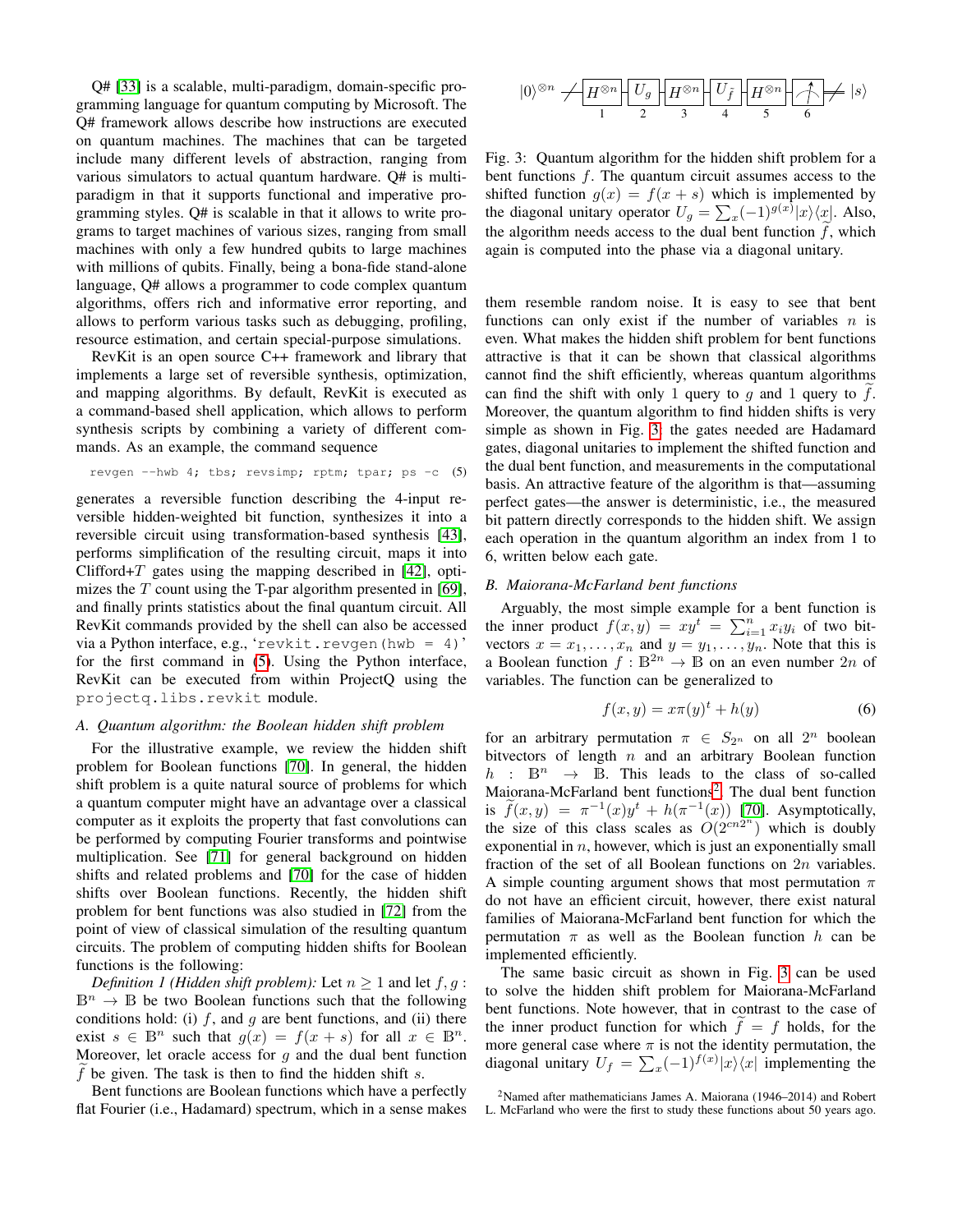Q# [33] is a scalable, multi-paradigm, domain-specific programming language for quantum computing by Microsoft. The Q# framework allows describe how instructions are executed on quantum machines. The machines that can be targeted include many different levels of abstraction, ranging from various simulators to actual quantum hardware. Q# is multi-paradigm in that it supports functional and imperative programming styles. Q# is scalable in that it allows to write programs to target machines of various sizes, ranging from small machines with only a few hundred qubits to large machines with millions of qubits. Finally, being a bona-fide stand-alone language, Q# allows a programmer to code complex quantum algorithms, offers rich and informative error reporting, and allows to perform various tasks such as debugging, profiling, resource estimation, and certain special-purpose simulations.

RevKit is an open source C++ framework and library that implements a large set of reversible synthesis, optimization, and mapping algorithms. By default, RevKit is executed as a command-based shell application, which allows to perform synthesis scripts by combining a variety of different commands. As an example, the command sequence

```
revgen --hwb 4; tbs; revsimp; rptm; tpar; ps -c   (5)
```

generates a reversible function describing the 4-input reversible hidden-weighted bit function, synthesizes it into a reversible circuit using transformation-based synthesis [43], performs simplification of the resulting circuit, maps it into Clifford+$T$ gates using the mapping described in [42], optimizes the $T$ count using the T-par algorithm presented in [69], and finally prints statistics about the final quantum circuit. All RevKit commands provided by the shell can also be accessed via a Python interface, e.g., '`revkit.revgen(hwb = 4)`' for the first command in (5). Using the Python interface, RevKit can be executed from within ProjectQ using the `projectq.libs.revkit` module.

### A. Quantum algorithm: the Boolean hidden shift problem

For the illustrative example, we review the hidden shift problem for Boolean functions [70]. In general, the hidden shift problem is a quite natural source of problems for which a quantum computer might have an advantage over a classical computer as it exploits the property that fast convolutions can be performed by computing Fourier transforms and pointwise multiplication. See [71] for general background on hidden shifts and related problems and [70] for the case of hidden shifts over Boolean functions. Recently, the hidden shift problem for bent functions was also studied in [72] from the point of view of classical simulation of the resulting quantum circuits. The problem of computing hidden shifts for Boolean functions is the following:

*Definition 1 (Hidden shift problem):* Let $n \geq 1$ and let $f, g : \mathbb{B}^n \to \mathbb{B}$ be two Boolean functions such that the following conditions hold: (i) $f$, and $g$ are bent functions, and (ii) there exist $s \in \mathbb{B}^n$ such that $g(x) = f(x + s)$ for all $x \in \mathbb{B}^n$. Moreover, let oracle access for $g$ and the dual bent function $\widetilde{f}$ be given. The task is then to find the hidden shift $s$.

Bent functions are Boolean functions which have a perfectly flat Fourier (i.e., Hadamard) spectrum, which in a sense makes them resemble random noise. It is easy to see that bent functions can only exist if the number of variables $n$ is even. What makes the hidden shift problem for bent functions attractive is that it can be shown that classical algorithms cannot find the shift efficiently, whereas quantum algorithms can find the shift with only 1 query to $g$ and 1 query to $\widetilde{f}$. Moreover, the quantum algorithm to find hidden shifts is very simple as shown in Fig. 3: the gates needed are Hadamard gates, diagonal unitaries to implement the shifted function and the dual bent function, and measurements in the computational basis. An attractive feature of the algorithm is that—assuming perfect gates—the answer is deterministic, i.e., the measured bit pattern directly corresponds to the hidden shift. We assign each operation in the quantum algorithm an index from 1 to 6, written below each gate.

$$|0\rangle^{\otimes n} \; - H^{\otimes n}_{1} - U_{g\,2} - H^{\otimes n}_{3} - U_{\widetilde{f}\,4} - H^{\otimes n}_{5} - \text{(measure)}_{6} - \; |s\rangle$$

Fig. 3: Quantum algorithm for the hidden shift problem for a bent functions $f$. The quantum circuit assumes access to the shifted function $g(x) = f(x + s)$ which is implemented by the diagonal unitary operator $U_g = \sum_x (-1)^{g(x)} |x\rangle\langle x|$. Also, the algorithm needs access to the dual bent function $\widetilde{f}$, which again is computed into the phase via a diagonal unitary.

### B. Maiorana-McFarland bent functions

Arguably, the most simple example for a bent function is the inner product $f(x, y) = xy^t = \sum_{i=1}^n x_i y_i$ of two bit-vectors $x = x_1, \dots, x_n$ and $y = y_1, \dots, y_n$. Note that this is a Boolean function $f : \mathbb{B}^{2n} \to \mathbb{B}$ on an even number $2n$ of variables. The function can be generalized to

$$f(x, y) = x\pi(y)^t + h(y) \tag{6}$$

for an arbitrary permutation $\pi \in S_{2^n}$ on all $2^n$ boolean bitvectors of length $n$ and an arbitrary Boolean function $h : \mathbb{B}^n \to \mathbb{B}$. This leads to the class of so-called Maiorana-McFarland bent functions[2]. The dual bent function is $\widetilde{f}(x, y) = \pi^{-1}(x)y^t + h(\pi^{-1}(x))$ [70]. Asymptotically, the size of this class scales as $O(2^{cn2^n})$ which is doubly exponential in $n$, however, which is just an exponentially small fraction of the set of all Boolean functions on $2n$ variables. A simple counting argument shows that most permutation $\pi$ do not have an efficient circuit, however, there exist natural families of Maiorana-McFarland bent function for which the permutation $\pi$ as well as the Boolean function $h$ can be implemented efficiently.

The same basic circuit as shown in Fig. 3 can be used to solve the hidden shift problem for Maiorana-McFarland bent functions. Note however, that in contrast to the case of the inner product function for which $\widetilde{f} = f$ holds, for the more general case where $\pi$ is not the identity permutation, the diagonal unitary $U_f = \sum_x (-1)^{f(x)} |x\rangle\langle x|$ implementing the

[2] Named after mathematicians James A. Maiorana (1946–2014) and Robert L. McFarland who were the first to study these functions about 50 years ago.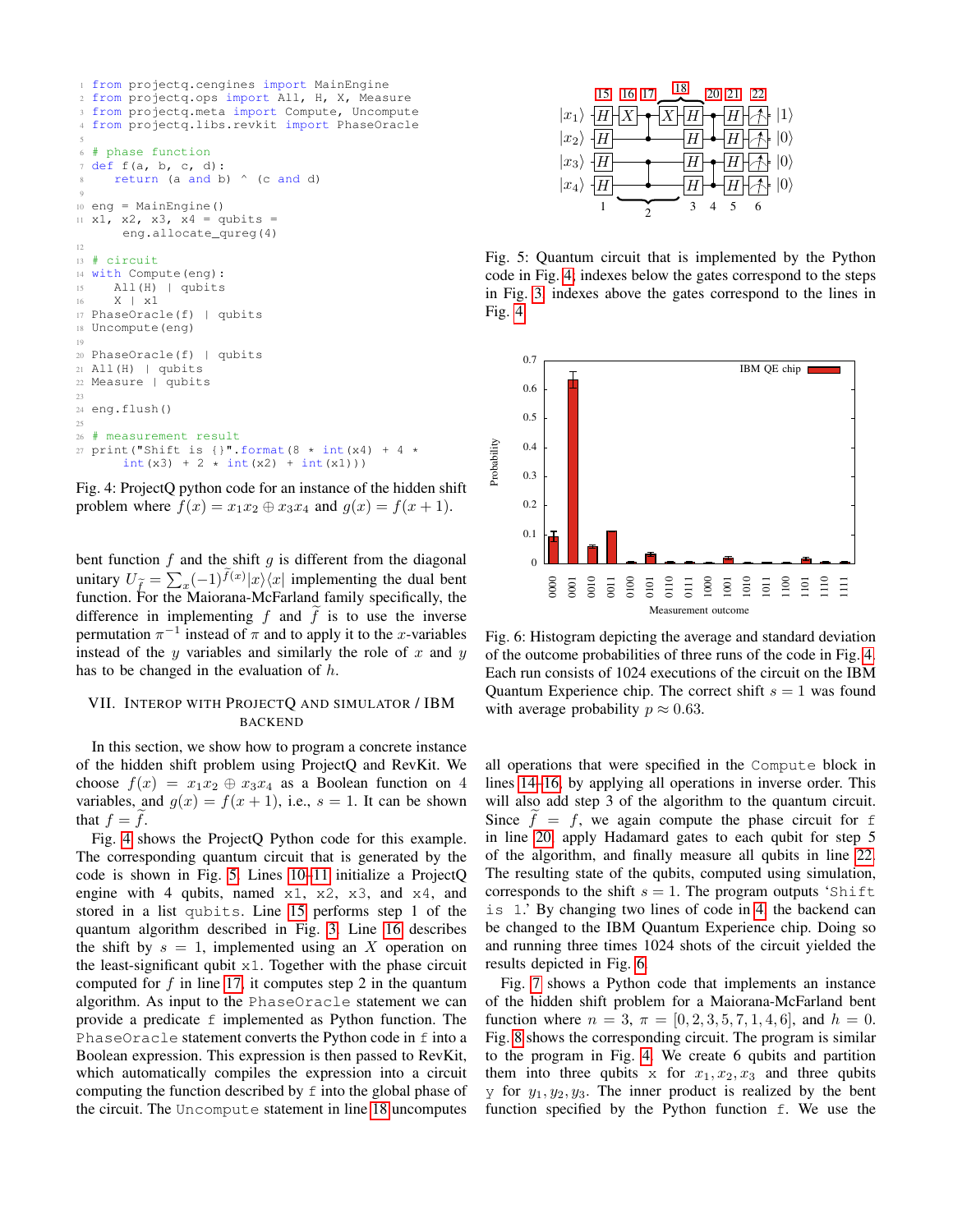```python
from projectq.cengines import MainEngine
from projectq.ops import All, H, X, Measure
from projectq.meta import Compute, Uncompute
from projectq.libs.revkit import PhaseOracle

# phase function
def f(a, b, c, d):
    return (a and b) ^ (c and d)

eng = MainEngine()
x1, x2, x3, x4 = qubits =
    eng.allocate_qureg(4)

# circuit
with Compute(eng):
    All(H) | qubits
    X | x1
PhaseOracle(f) | qubits
Uncompute(eng)

PhaseOracle(f) | qubits
All(H) | qubits
Measure | qubits

eng.flush()

# measurement result
print("Shift is {}".format(8 * int(x4) + 4 *
    int(x3) + 2 * int(x2) + int(x1)))
```

Fig. 4: ProjectQ python code for an instance of the hidden shift problem where $f(x) = x_1x_2 \oplus x_3x_4$ and $g(x) = f(x+1)$.

bent function $f$ and the shift $g$ is different from the diagonal unitary $U_{\tilde{f}} = \sum_x (-1)^{\tilde{f}(x)} |x\rangle\langle x|$ implementing the dual bent function. For the Maiorana-McFarland family specifically, the difference in implementing $f$ and $\tilde{f}$ is to use the inverse permutation $\pi^{-1}$ instead of $\pi$ and to apply it to the $x$-variables instead of the $y$ variables and similarly the role of $x$ and $y$ has to be changed in the evaluation of $h$.

## VII. Interop with ProjectQ and Simulator / IBM Backend

In this section, we show how to program a concrete instance of the hidden shift problem using ProjectQ and RevKit. We choose $f(x) = x_1x_2 \oplus x_3x_4$ as a Boolean function on 4 variables, and $g(x) = f(x+1)$, i.e., $s = 1$. It can be shown that $f = \tilde{f}$.

Fig. 4 shows the ProjectQ Python code for this example. The corresponding quantum circuit that is generated by the code is shown in Fig. 5. Lines 10–11 initialize a ProjectQ engine with 4 qubits, named `x1`, `x2`, `x3`, and `x4`, and stored in a list `qubits`. Line 15 performs step 1 of the quantum algorithm described in Fig. 3. Line 16 describes the shift by $s = 1$, implemented using an $X$ operation on the least-significant qubit `x1`. Together with the phase circuit computed for $f$ in line 17, it computes step 2 in the quantum algorithm. As input to the `PhaseOracle` statement we can provide a predicate `f` implemented as Python function. The `PhaseOracle` statement converts the Python code in `f` into a Boolean expression. This expression is then passed to RevKit, which automatically compiles the expression into a circuit computing the function described by `f` into the global phase of the circuit. The `Uncompute` statement in line 18 uncomputes all operations that were specified in the `Compute` block in lines 14–16 by applying all operations in inverse order. This will also add step 3 of the algorithm to the quantum circuit. Since $\tilde{f} = f$, we again compute the phase circuit for `f` in line 20, apply Hadamard gates to each qubit for step 5 of the algorithm, and finally measure all qubits in line 22. The resulting state of the qubits, computed using simulation, corresponds to the shift $s = 1$. The program outputs '`Shift is 1`.' By changing two lines of code in 4 the backend can be changed to the IBM Quantum Experience chip. Doing so and running three times 1024 shots of the circuit yielded the results depicted in Fig. 6.

Fig. 5: Quantum circuit that is implemented by the Python code in Fig. 4, indexes below the gates correspond to the steps in Fig. 3, indexes above the gates correspond to the lines in Fig. 4.

Fig. 6: Histogram depicting the average and standard deviation of the outcome probabilities of three runs of the code in Fig. 4. Each run consists of 1024 executions of the circuit on the IBM Quantum Experience chip. The correct shift $s = 1$ was found with average probability $p \approx 0.63$.

Fig. 7 shows a Python code that implements an instance of the hidden shift problem for a Maiorana-McFarland bent function where $n = 3$, $\pi = [0, 2, 3, 5, 7, 1, 4, 6]$, and $h = 0$. Fig. 8 shows the corresponding circuit. The program is similar to the program in Fig. 4. We create 6 qubits and partition them into three qubits `x` for $x_1, x_2, x_3$ and three qubits `y` for $y_1, y_2, y_3$. The inner product is realized by the bent function specified by the Python function `f`. We use the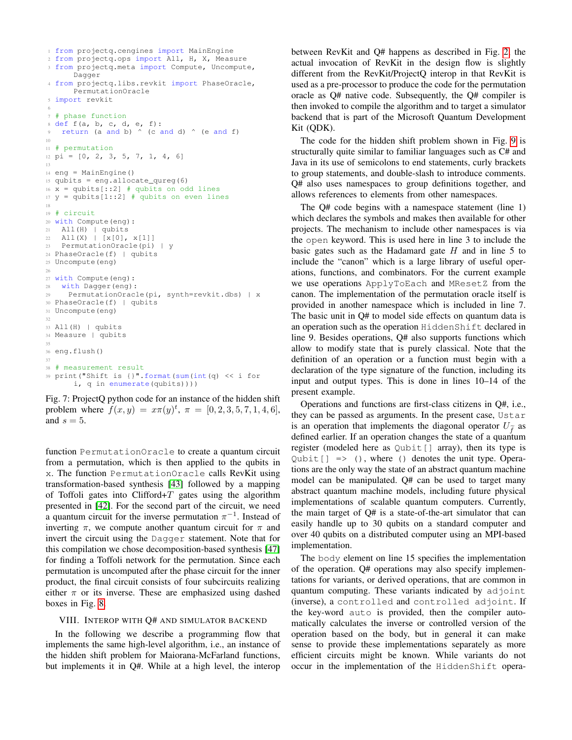```python
from projectq.cengines import MainEngine
from projectq.ops import All, H, X, Measure
from projectq.meta import Compute, Uncompute,
    Dagger
from projectq.libs.revkit import PhaseOracle,
    PermutationOracle
import revkit

# phase function
def f(a, b, c, d, e, f):
  return (a and b) ^ (c and d) ^ (e and f)

# permutation
pi = [0, 2, 3, 5, 7, 1, 4, 6]

eng = MainEngine()
qubits = eng.allocate_qureg(6)
x = qubits[::2] # qubits on odd lines
y = qubits[1::2] # qubits on even lines

# circuit
with Compute(eng):
  All(H) | qubits
  All(X) | [x[0], x[1]]
  PermutationOracle(pi) | y
PhaseOracle(f) | qubits
Uncompute(eng)

with Compute(eng):
  with Dagger(eng):
    PermutationOracle(pi, synth=revkit.dbs) | x
PhaseOracle(f) | qubits
Uncompute(eng)

All(H) | qubits
Measure | qubits

eng.flush()

# measurement result
print("Shift is {}".format(sum(int(q) << i for
    i, q in enumerate(qubits))))
```

Fig. 7: ProjectQ python code for an instance of the hidden shift problem where $f(x, y) = x\pi(y)^t$, $\pi = [0, 2, 3, 5, 7, 1, 4, 6]$, and $s = 5$.

function `PermutationOracle` to create a quantum circuit from a permutation, which is then applied to the qubits in `x`. The function `PermutationOracle` calls RevKit using transformation-based synthesis [43] followed by a mapping of Toffoli gates into Clifford+$T$ gates using the algorithm presented in [42]. For the second part of the circuit, we need a quantum circuit for the inverse permutation $\pi^{-1}$. Instead of inverting $\pi$, we compute another quantum circuit for $\pi$ and invert the circuit using the `Dagger` statement. Note that for this compilation we chose decomposition-based synthesis [47] for finding a Toffoli network for the permutation. Since each permutation is uncomputed after the phase circuit for the inner product, the final circuit consists of four subcircuits realizing either $\pi$ or its inverse. These are emphasized using dashed boxes in Fig. 8.

## VIII. Interop with Q# and Simulator Backend

In the following we describe a programming flow that implements the same high-level algorithm, i.e., an instance of the hidden shift problem for Maiorana-McFarland functions, but implements it in Q#. While at a high level, the interop between RevKit and Q# happens as described in Fig. 2, the actual invocation of RevKit in the design flow is slightly different from the RevKit/ProjectQ interop in that RevKit is used as a pre-processor to produce the code for the permutation oracle as Q# native code. Subsequently, the Q# compiler is then invoked to compile the algorithm and to target a simulator backend that is part of the Microsoft Quantum Development Kit (QDK).

The code for the hidden shift problem shown in Fig. 9 is structurally quite similar to familiar languages such as C# and Java in its use of semicolons to end statements, curly brackets to group statements, and double-slash to introduce comments. Q# also uses namespaces to group definitions together, and allows references to elements from other namespaces.

The Q# code begins with a namespace statement (line 1) which declares the symbols and makes then available for other projects. The mechanism to include other namespaces is via the `open` keyword. This is used here in line 3 to include the basic gates such as the Hadamard gate $H$ and in line 5 to include the "canon" which is a large library of useful operations, functions, and combinators. For the current example we use operations `ApplyToEach` and `MResetZ` from the canon. The implementation of the permutation oracle itself is provided in another namespace which is included in line 7. The basic unit in Q# to model side effects on quantum data is an operation such as the operation `HiddenShift` declared in line 9. Besides operations, Q# also supports functions which allow to modify state that is purely classical. Note that the definition of an operation or a function must begin with a declaration of the type signature of the function, including its input and output types. This is done in lines 10–14 of the present example.

Operations and functions are first-class citizens in Q#, i.e., they can be passed as arguments. In the present case, `Ustar` is an operation that implements the diagonal operator $U_{\tilde{f}}$ as defined earlier. If an operation changes the state of a quantum register (modeled here as `Qubit[]` array), then its type is `Qubit[] => ()`, where `()` denotes the unit type. Operations are the only way the state of an abstract quantum machine model can be manipulated. Q# can be used to target many abstract quantum machine models, including future physical implementations of scalable quantum computers. Currently, the main target of Q# is a state-of-the-art simulator that can easily handle up to 30 qubits on a standard computer and over 40 qubits on a distributed computer using an MPI-based implementation.

The `body` element on line 15 specifies the implementation of the operation. Q# operations may also specify implementations for variants, or derived operations, that are common in quantum computing. These variants indicated by `adjoint` (inverse), a `controlled` and `controlled adjoint`. If the key-word `auto` is provided, then the compiler automatically calculates the inverse or controlled version of the operation based on the body, but in general it can make sense to provide these implementations separately as more efficient circuits might be known. While variants do not occur in the implementation of the `HiddenShift` opera-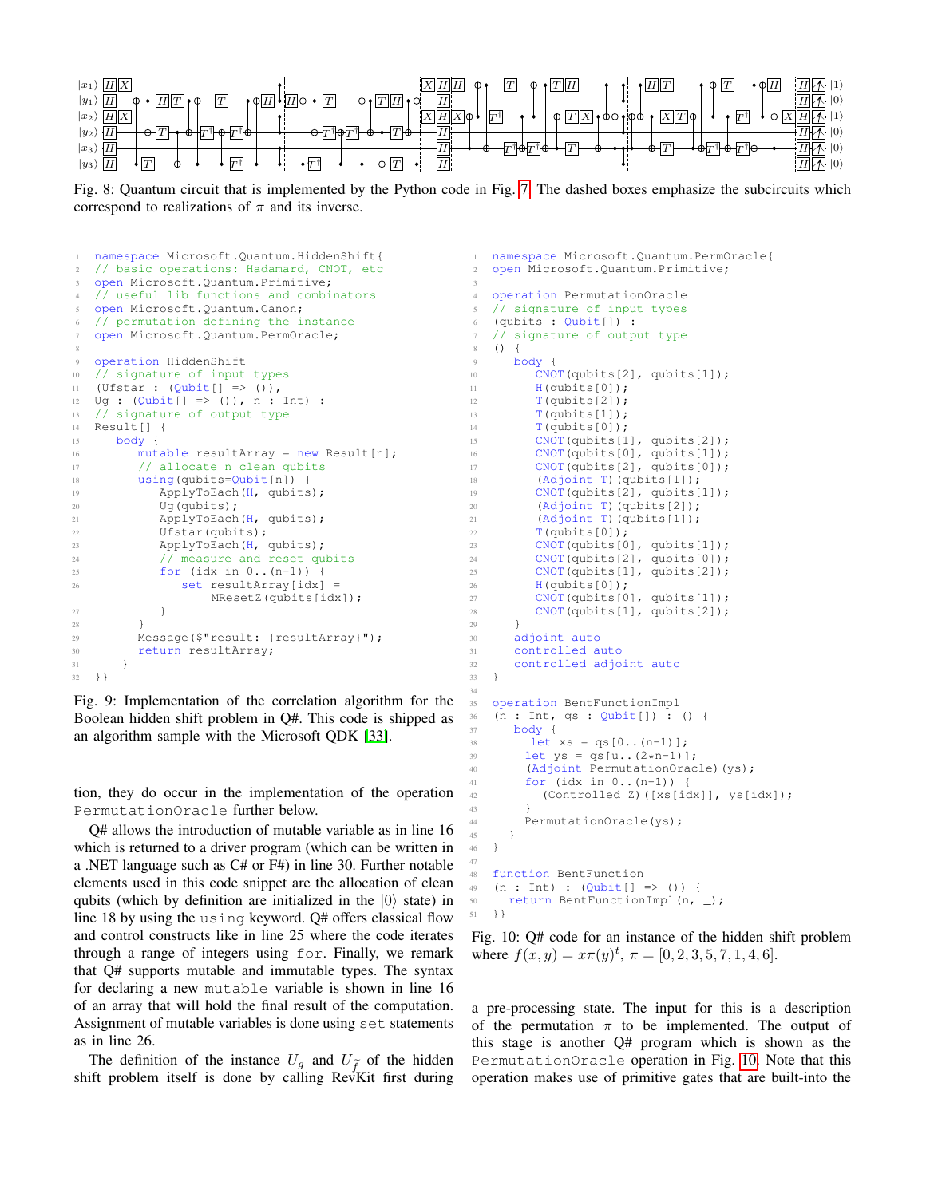Fig. 8: Quantum circuit that is implemented by the Python code in Fig. 7. The dashed boxes emphasize the subcircuits which correspond to realizations of $\pi$ and its inverse.

```
namespace Microsoft.Quantum.HiddenShift{
// basic operations: Hadamard, CNOT, etc
open Microsoft.Quantum.Primitive;
// useful lib functions and combinators
open Microsoft.Quantum.Canon;
// permutation defining the instance
open Microsoft.Quantum.PermOracle;

operation HiddenShift
// signature of input types
(Ufstar : (Qubit[] => ()),
Ug : (Qubit[] => ()), n : Int) :
// signature of output type
Result[] {
   body {
      mutable resultArray = new Result[n];
      // allocate n clean qubits
      using(qubits=Qubit[n]) {
         ApplyToEach(H, qubits);
         Ug(qubits);
         ApplyToEach(H, qubits);
         Ufstar(qubits);
         ApplyToEach(H, qubits);
         // measure and reset qubits
         for (idx in 0..(n-1)) {
            set resultArray[idx] =
                MResetZ(qubits[idx]);
         }
      }
      Message($"result: {resultArray}");
      return resultArray;
   }
}}
```

Fig. 9: Implementation of the correlation algorithm for the Boolean hidden shift problem in Q#. This code is shipped as an algorithm sample with the Microsoft QDK [33].

tion, they do occur in the implementation of the operation PermutationOracle further below.

Q# allows the introduction of mutable variable as in line 16 which is returned to a driver program (which can be written in a .NET language such as C# or F#) in line 30. Further notable elements used in this code snippet are the allocation of clean qubits (which by definition are initialized in the $|0\rangle$ state) in line 18 by using the `using` keyword. Q# offers classical flow and control constructs like in line 25 where the code iterates through a range of integers using `for`. Finally, we remark that Q# supports mutable and immutable types. The syntax for declaring a new `mutable` variable is shown in line 16 of an array that will hold the final result of the computation. Assignment of mutable variables is done using `set` statements as in line 26.

The definition of the instance $U_g$ and $U_{\tilde{f}}$ of the hidden shift problem itself is done by calling RevKit first during

```
namespace Microsoft.Quantum.PermOracle{
open Microsoft.Quantum.Primitive;

operation PermutationOracle
// signature of input types
(qubits : Qubit[]) :
// signature of output type
() {
   body {
      CNOT(qubits[2], qubits[1]);
      H(qubits[0]);
      T(qubits[2]);
      T(qubits[1]);
      T(qubits[0]);
      CNOT(qubits[1], qubits[2]);
      CNOT(qubits[0], qubits[1]);
      CNOT(qubits[2], qubits[0]);
      (Adjoint T)(qubits[1]);
      CNOT(qubits[2], qubits[1]);
      (Adjoint T)(qubits[2]);
      (Adjoint T)(qubits[1]);
      T(qubits[0]);
      CNOT(qubits[0], qubits[1]);
      CNOT(qubits[2], qubits[0]);
      CNOT(qubits[1], qubits[2]);
      H(qubits[0]);
      CNOT(qubits[0], qubits[1]);
      CNOT(qubits[1], qubits[2]);
   }
   adjoint auto
   controlled auto
   controlled adjoint auto
}

operation BentFunctionImpl
(n : Int, qs : Qubit[]) : () {
   body {
     let xs = qs[0..(n-1)];
     let ys = qs[u..(2*n-1)];
     (Adjoint PermutationOracle)(ys);
     for (idx in 0..(n-1)) {
       (Controlled Z)([xs[idx]], ys[idx]);
     }
     PermutationOracle(ys);
   }
}

function BentFunction
(n : Int) : (Qubit[] => ()) {
   return BentFunctionImpl(n, _);
}}
```

Fig. 10: Q# code for an instance of the hidden shift problem where $f(x, y) = x\pi(y)^t$, $\pi = [0, 2, 3, 5, 7, 1, 4, 6]$.

a pre-processing state. The input for this is a description of the permutation $\pi$ to be implemented. The output of this stage is another Q# program which is shown as the PermutationOracle operation in Fig. 10. Note that this operation makes use of primitive gates that are built-into the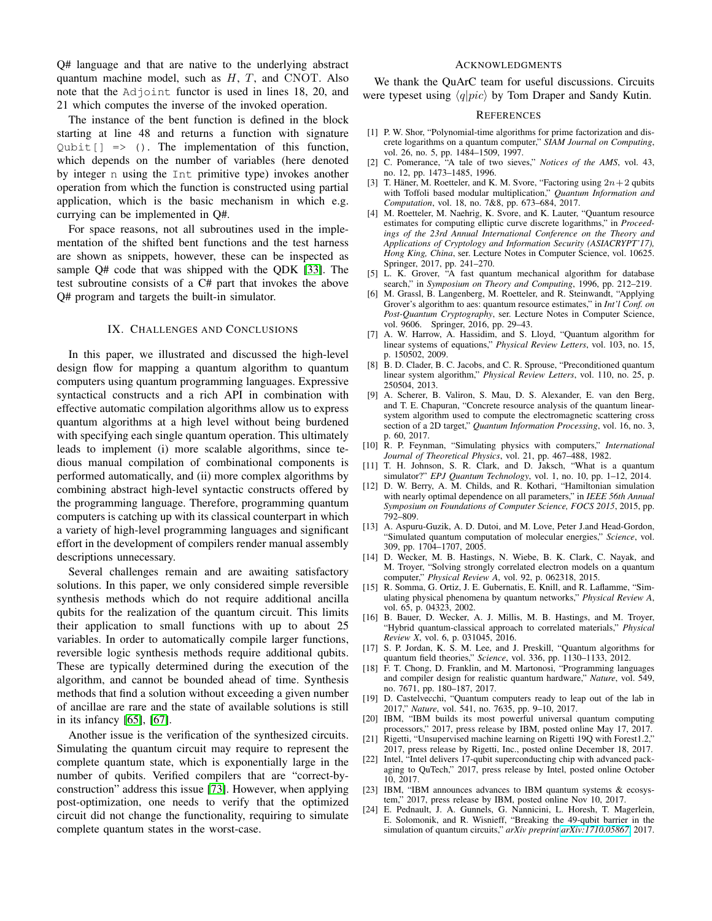Q# language and that are native to the underlying abstract quantum machine model, such as $H$, $T$, and CNOT. Also note that the `Adjoint` functor is used in lines 18, 20, and 21 which computes the inverse of the invoked operation.

The instance of the bent function is defined in the block starting at line 48 and returns a function with signature `Qubit[] => ()`. The implementation of this function, which depends on the number of variables (here denoted by integer `n` using the `Int` primitive type) invokes another operation from which the function is constructed using partial application, which is the basic mechanism in which e.g. currying can be implemented in Q#.

For space reasons, not all subroutines used in the implementation of the shifted bent functions and the test harness are shown as snippets, however, these can be inspected as sample Q# code that was shipped with the QDK [33]. The test subroutine consists of a C# part that invokes the above Q# program and targets the built-in simulator.

## IX. Challenges and Conclusions

In this paper, we illustrated and discussed the high-level design flow for mapping a quantum algorithm to quantum computers using quantum programming languages. Expressive syntactical constructs and a rich API in combination with effective automatic compilation algorithms allow us to express quantum algorithms at a high level without being burdened with specifying each single quantum operation. This ultimately leads to implement (i) more scalable algorithms, since tedious manual compilation of combinational components is performed automatically, and (ii) more complex algorithms by combining abstract high-level syntactic constructs offered by the programming language. Therefore, programming quantum computers is catching up with its classical counterpart in which a variety of high-level programming languages and significant effort in the development of compilers render manual assembly descriptions unnecessary.

Several challenges remain and are awaiting satisfactory solutions. In this paper, we only considered simple reversible synthesis methods which do not require additional ancilla qubits for the realization of the quantum circuit. This limits their application to small functions with up to about 25 variables. In order to automatically compile larger functions, reversible logic synthesis methods require additional qubits. These are typically determined during the execution of the algorithm, and cannot be bounded ahead of time. Synthesis methods that find a solution without exceeding a given number of ancillae are rare and the state of available solutions is still in its infancy [65], [67].

Another issue is the verification of the synthesized circuits. Simulating the quantum circuit may require to represent the complete quantum state, which is exponentially large in the number of qubits. Verified compilers that are "correct-by-construction" address this issue [73]. However, when applying post-optimization, one needs to verify that the optimized circuit did not change the functionality, requiring to simulate complete quantum states in the worst-case.

## Acknowledgments

We thank the QuArC team for useful discussions. Circuits were typeset using $\langle q|pic\rangle$ by Tom Draper and Sandy Kutin.

## References

[1] P. W. Shor, "Polynomial-time algorithms for prime factorization and discrete logarithms on a quantum computer," *SIAM Journal on Computing*, vol. 26, no. 5, pp. 1484–1509, 1997.

[2] C. Pomerance, "A tale of two sieves," *Notices of the AMS*, vol. 43, no. 12, pp. 1473–1485, 1996.

[3] T. Häner, M. Roetteler, and K. M. Svore, "Factoring using $2n+2$ qubits with Toffoli based modular multiplication," *Quantum Information and Computation*, vol. 18, no. 7&8, pp. 673–684, 2017.

[4] M. Roetteler, M. Naehrig, K. Svore, and K. Lauter, "Quantum resource estimates for computing elliptic curve discrete logarithms," in *Proceedings of the 23rd Annual International Conference on the Theory and Applications of Cryptology and Information Security (ASIACRYPT'17), Hong King, China*, ser. Lecture Notes in Computer Science, vol. 10625. Springer, 2017, pp. 241–270.

[5] L. K. Grover, "A fast quantum mechanical algorithm for database search," in *Symposium on Theory and Computing*, 1996, pp. 212–219.

[6] M. Grassl, B. Langenberg, M. Roetteler, and R. Steinwandt, "Applying Grover's algorithm to aes: quantum resource estimates," in *Int'l Conf. on Post-Quantum Cryptography*, ser. Lecture Notes in Computer Science, vol. 9606. Springer, 2016, pp. 29–43.

[7] A. W. Harrow, A. Hassidim, and S. Lloyd, "Quantum algorithm for linear systems of equations," *Physical Review Letters*, vol. 103, no. 15, p. 150502, 2009.

[8] B. D. Clader, B. C. Jacobs, and C. R. Sprouse, "Preconditioned quantum linear system algorithm," *Physical Review Letters*, vol. 110, no. 25, p. 250504, 2013.

[9] A. Scherer, B. Valiron, S. Mau, D. S. Alexander, E. van den Berg, and T. E. Chapuran, "Concrete resource analysis of the quantum linear-system algorithm used to compute the electromagnetic scattering cross section of a 2D target," *Quantum Information Processing*, vol. 16, no. 3, p. 60, 2017.

[10] R. P. Feynman, "Simulating physics with computers," *International Journal of Theoretical Physics*, vol. 21, pp. 467–488, 1982.

[11] T. H. Johnson, S. R. Clark, and D. Jaksch, "What is a quantum simulator?" *EPJ Quantum Technology*, vol. 1, no. 10, pp. 1–12, 2014.

[12] D. W. Berry, A. M. Childs, and R. Kothari, "Hamiltonian simulation with nearly optimal dependence on all parameters," in *IEEE 56th Annual Symposium on Foundations of Computer Science, FOCS 2015*, 2015, pp. 792–809.

[13] A. Aspuru-Guzik, A. D. Dutoi, and M. Love, Peter J.and Head-Gordon, "Simulated quantum computation of molecular energies," *Science*, vol. 309, pp. 1704–1707, 2005.

[14] D. Wecker, M. B. Hastings, N. Wiebe, B. K. Clark, C. Nayak, and M. Troyer, "Solving strongly correlated electron models on a quantum computer," *Physical Review A*, vol. 92, p. 062318, 2015.

[15] R. Somma, G. Ortiz, J. E. Gubernatis, E. Knill, and R. Laflamme, "Simulating physical phenomena by quantum networks," *Physical Review A*, vol. 65, p. 04323, 2002.

[16] B. Bauer, D. Wecker, A. J. Millis, M. B. Hastings, and M. Troyer, "Hybrid quantum-classical approach to correlated materials," *Physical Review X*, vol. 6, p. 031045, 2016.

[17] S. P. Jordan, K. S. M. Lee, and J. Preskill, "Quantum algorithms for quantum field theories," *Science*, vol. 336, pp. 1130–1133, 2012.

[18] F. T. Chong, D. Franklin, and M. Martonosi, "Programming languages and compiler design for realistic quantum hardware," *Nature*, vol. 549, no. 7671, pp. 180–187, 2017.

[19] D. Castelvecchi, "Quantum computers ready to leap out of the lab in 2017," *Nature*, vol. 541, no. 7635, pp. 9–10, 2017.

[20] IBM, "IBM builds its most powerful universal quantum computing processors," 2017, press release by IBM, posted online May 17, 2017.

[21] Rigetti, "Unsupervised machine learning on Rigetti 19Q with Forest1.2," 2017, press release by Rigetti, Inc., posted online December 18, 2017.

[22] Intel, "Intel delivers 17-qubit superconducting chip with advanced packaging to QuTech," 2017, press release by Intel, posted online October 10, 2017.

[23] IBM, "IBM announces advances to IBM quantum systems & ecosystem," 2017, press release by IBM, posted online Nov 10, 2017.

[24] E. Pednault, J. A. Gunnels, G. Nannicini, L. Horesh, T. Magerlein, E. Solomonik, and R. Wisnieff, "Breaking the 49-qubit barrier in the simulation of quantum circuits," *arXiv preprint arXiv:1710.05867*, 2017.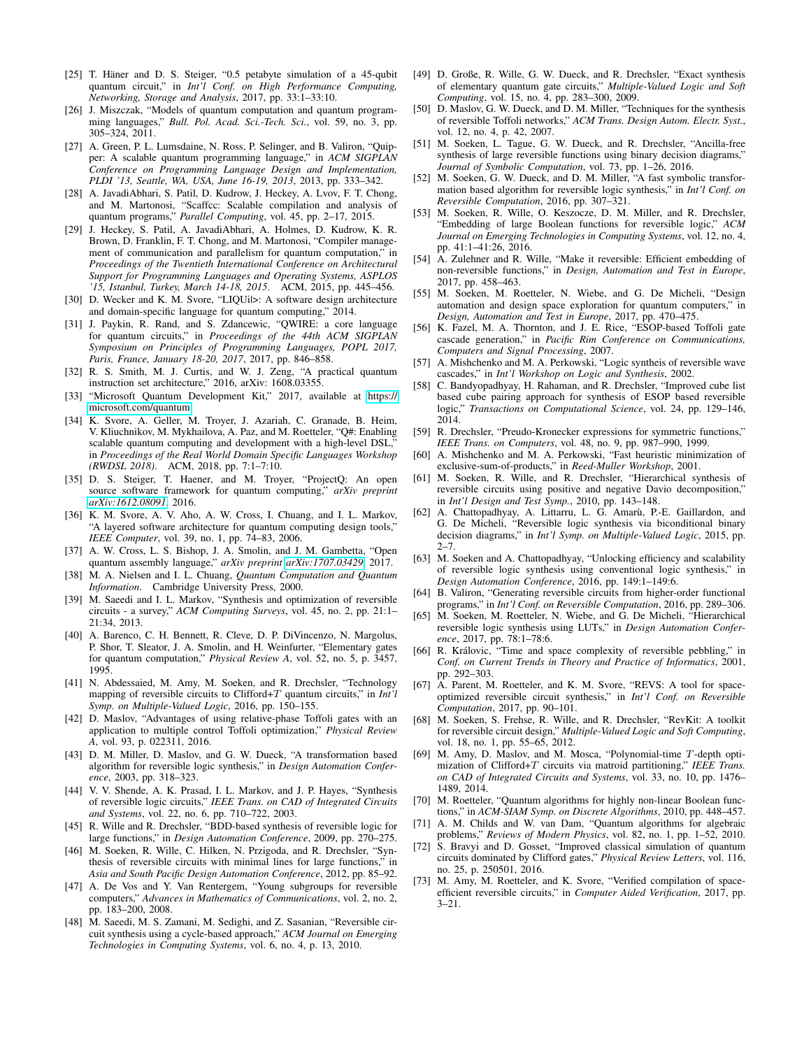[25] T. Häner and D. S. Steiger, "0.5 petabyte simulation of a 45-qubit quantum circuit," in *Int'l Conf. on High Performance Computing, Networking, Storage and Analysis*, 2017, pp. 33:1–33:10.

[26] J. Miszczak, "Models of quantum computation and quantum programming languages," *Bull. Pol. Acad. Sci.-Tech. Sci.*, vol. 59, no. 3, pp. 305–324, 2011.

[27] A. Green, P. L. Lumsdaine, N. Ross, P. Selinger, and B. Valiron, "Quipper: A scalable quantum programming language," in *ACM SIGPLAN Conference on Programming Language Design and Implementation, PLDI '13, Seattle, WA, USA, June 16-19, 2013*, 2013, pp. 333–342.

[28] A. JavadiAbhari, S. Patil, D. Kudrow, J. Heckey, A. Lvov, F. T. Chong, and M. Martonosi, "Scaffcc: Scalable compilation and analysis of quantum programs," *Parallel Computing*, vol. 45, pp. 2–17, 2015.

[29] J. Heckey, S. Patil, A. JavadiAbhari, A. Holmes, D. Kudrow, K. R. Brown, D. Franklin, F. T. Chong, and M. Martonosi, "Compiler management of communication and parallelism for quantum computation," in *Proceedings of the Twentieth International Conference on Architectural Support for Programming Languages and Operating Systems, ASPLOS '15, Istanbul, Turkey, March 14-18, 2015*. ACM, 2015, pp. 445–456.

[30] D. Wecker and K. M. Svore, "LIQUi|>: A software design architecture and domain-specific language for quantum computing," 2014.

[31] J. Paykin, R. Rand, and S. Zdancewic, "QWIRE: a core language for quantum circuits," in *Proceedings of the 44th ACM SIGPLAN Symposium on Principles of Programming Languages, POPL 2017, Paris, France, January 18-20, 2017*, 2017, pp. 846–858.

[32] R. S. Smith, M. J. Curtis, and W. J. Zeng, "A practical quantum instruction set architecture," 2016, arXiv: 1608.03355.

[33] "Microsoft Quantum Development Kit," 2017, available at https://microsoft.com/quantum.

[34] K. Svore, A. Geller, M. Troyer, J. Azariah, C. Granade, B. Heim, V. Kliuchnikov, M. Mykhailova, A. Paz, and M. Roetteler, "Q#: Enabling scalable quantum computing and development with a high-level DSL," in *Proceedings of the Real World Domain Specific Languages Workshop (RWDSL 2018)*. ACM, 2018, pp. 7:1–7:10.

[35] D. S. Steiger, T. Haener, and M. Troyer, "ProjectQ: An open source software framework for quantum computing," *arXiv preprint arXiv:1612.08091*, 2016.

[36] K. M. Svore, A. V. Aho, A. W. Cross, I. Chuang, and I. L. Markov, "A layered software architecture for quantum computing design tools," *IEEE Computer*, vol. 39, no. 1, pp. 74–83, 2006.

[37] A. W. Cross, L. S. Bishop, J. A. Smolin, and J. M. Gambetta, "Open quantum assembly language," *arXiv preprint arXiv:1707.03429*, 2017.

[38] M. A. Nielsen and I. L. Chuang, *Quantum Computation and Quantum Information*. Cambridge University Press, 2000.

[39] M. Saeedi and I. L. Markov, "Synthesis and optimization of reversible circuits - a survey," *ACM Computing Surveys*, vol. 45, no. 2, pp. 21:1–21:34, 2013.

[40] A. Barenco, C. H. Bennett, R. Cleve, D. P. DiVincenzo, N. Margolus, P. Shor, T. Sleator, J. A. Smolin, and H. Weinfurter, "Elementary gates for quantum computation," *Physical Review A*, vol. 52, no. 5, p. 3457, 1995.

[41] N. Abdessaied, M. Amy, M. Soeken, and R. Drechsler, "Technology mapping of reversible circuits to Clifford+$T$ quantum circuits," in *Int'l Symp. on Multiple-Valued Logic*, 2016, pp. 150–155.

[42] D. Maslov, "Advantages of using relative-phase Toffoli gates with an application to multiple control Toffoli optimization," *Physical Review A*, vol. 93, p. 022311, 2016.

[43] D. M. Miller, D. Maslov, and G. W. Dueck, "A transformation based algorithm for reversible logic synthesis," in *Design Automation Conference*, 2003, pp. 318–323.

[44] V. V. Shende, A. K. Prasad, I. L. Markov, and J. P. Hayes, "Synthesis of reversible logic circuits," *IEEE Trans. on CAD of Integrated Circuits and Systems*, vol. 22, no. 6, pp. 710–722, 2003.

[45] R. Wille and R. Drechsler, "BDD-based synthesis of reversible logic for large functions," in *Design Automation Conference*, 2009, pp. 270–275.

[46] M. Soeken, R. Wille, C. Hilken, N. Przigoda, and R. Drechsler, "Synthesis of reversible circuits with minimal lines for large functions," in *Asia and South Pacific Design Automation Conference*, 2012, pp. 85–92.

[47] A. De Vos and Y. Van Rentergem, "Young subgroups for reversible computers," *Advances in Mathematics of Communications*, vol. 2, no. 2, pp. 183–200, 2008.

[48] M. Saeedi, M. S. Zamani, M. Sedighi, and Z. Sasanian, "Reversible circuit synthesis using a cycle-based approach," *ACM Journal on Emerging Technologies in Computing Systems*, vol. 6, no. 4, p. 13, 2010.

[49] D. Große, R. Wille, G. W. Dueck, and R. Drechsler, "Exact synthesis of elementary quantum gate circuits," *Multiple-Valued Logic and Soft Computing*, vol. 15, no. 4, pp. 283–300, 2009.

[50] D. Maslov, G. W. Dueck, and D. M. Miller, "Techniques for the synthesis of reversible Toffoli networks," *ACM Trans. Design Autom. Electr. Syst.*, vol. 12, no. 4, p. 42, 2007.

[51] M. Soeken, L. Tague, G. W. Dueck, and R. Drechsler, "Ancilla-free synthesis of large reversible functions using binary decision diagrams," *Journal of Symbolic Computation*, vol. 73, pp. 1–26, 2016.

[52] M. Soeken, G. W. Dueck, and D. M. Miller, "A fast symbolic transformation based algorithm for reversible logic synthesis," in *Int'l Conf. on Reversible Computation*, 2016, pp. 307–321.

[53] M. Soeken, R. Wille, O. Keszocze, D. M. Miller, and R. Drechsler, "Embedding of large Boolean functions for reversible logic," *ACM Journal on Emerging Technologies in Computing Systems*, vol. 12, no. 4, pp. 41:1–41:26, 2016.

[54] A. Zulehner and R. Wille, "Make it reversible: Efficient embedding of non-reversible functions," in *Design, Automation and Test in Europe*, 2017, pp. 458–463.

[55] M. Soeken, M. Roetteler, N. Wiebe, and G. De Micheli, "Design automation and design space exploration for quantum computers," in *Design, Automation and Test in Europe*, 2017, pp. 470–475.

[56] K. Fazel, M. A. Thornton, and J. E. Rice, "ESOP-based Toffoli gate cascade generation," in *Pacific Rim Conference on Communications, Computers and Signal Processing*, 2007.

[57] A. Mishchenko and M. A. Perkowski, "Logic syntheis of reversible wave cascades," in *Int'l Workshop on Logic and Synthesis*, 2002.

[58] C. Bandyopadhyay, H. Rahaman, and R. Drechsler, "Improved cube list based cube pairing approach for synthesis of ESOP based reversible logic," *Transactions on Computational Science*, vol. 24, pp. 129–146, 2014.

[59] R. Drechsler, "Preudo-Kronecker expressions for symmetric functions," *IEEE Trans. on Computers*, vol. 48, no. 9, pp. 987–990, 1999.

[60] A. Mishchenko and M. A. Perkowski, "Fast heuristic minimization of exclusive-sum-of-products," in *Reed-Muller Workshop*, 2001.

[61] M. Soeken, R. Wille, and R. Drechsler, "Hierarchical synthesis of reversible circuits using positive and negative Davio decomposition," in *Int'l Design and Test Symp.*, 2010, pp. 143–148.

[62] A. Chattopadhyay, A. Littarru, L. G. Amarù, P.-E. Gaillardon, and G. De Micheli, "Reversible logic synthesis via biconditional binary decision diagrams," in *Int'l Symp. on Multiple-Valued Logic*, 2015, pp. 2–7.

[63] M. Soeken and A. Chattopadhyay, "Unlocking efficiency and scalability of reversible logic synthesis using conventional logic synthesis," in *Design Automation Conference*, 2016, pp. 149:1–149:6.

[64] B. Valiron, "Generating reversible circuits from higher-order functional programs," in *Int'l Conf. on Reversible Computation*, 2016, pp. 289–306.

[65] M. Soeken, M. Roetteler, N. Wiebe, and G. De Micheli, "Hierarchical reversible logic synthesis using LUTs," in *Design Automation Conference*, 2017, pp. 78:1–78:6.

[66] R. Královic, "Time and space complexity of reversible pebbling," in *Conf. on Current Trends in Theory and Practice of Informatics*, 2001, pp. 292–303.

[67] A. Parent, M. Roetteler, and K. M. Svore, "REVS: A tool for space-optimized reversible circuit synthesis," in *Int'l Conf. on Reversible Computation*, 2017, pp. 90–101.

[68] M. Soeken, S. Frehse, R. Wille, and R. Drechsler, "RevKit: A toolkit for reversible circuit design," *Multiple-Valued Logic and Soft Computing*, vol. 18, no. 1, pp. 55–65, 2012.

[69] M. Amy, D. Maslov, and M. Mosca, "Polynomial-time $T$-depth optimization of Clifford+$T$ circuits via matroid partitioning," *IEEE Trans. on CAD of Integrated Circuits and Systems*, vol. 33, no. 10, pp. 1476–1489, 2014.

[70] M. Roetteler, "Quantum algorithms for highly non-linear Boolean functions," in *ACM-SIAM Symp. on Discrete Algorithms*, 2010, pp. 448–457.

[71] A. M. Childs and W. van Dam, "Quantum algorithms for algebraic problems," *Reviews of Modern Physics*, vol. 82, no. 1, pp. 1–52, 2010.

[72] S. Bravyi and D. Gosset, "Improved classical simulation of quantum circuits dominated by Clifford gates," *Physical Review Letters*, vol. 116, no. 25, p. 250501, 2016.

[73] M. Amy, M. Roetteler, and K. Svore, "Verified compilation of space-efficient reversible circuits," in *Computer Aided Verification*, 2017, pp. 3–21.